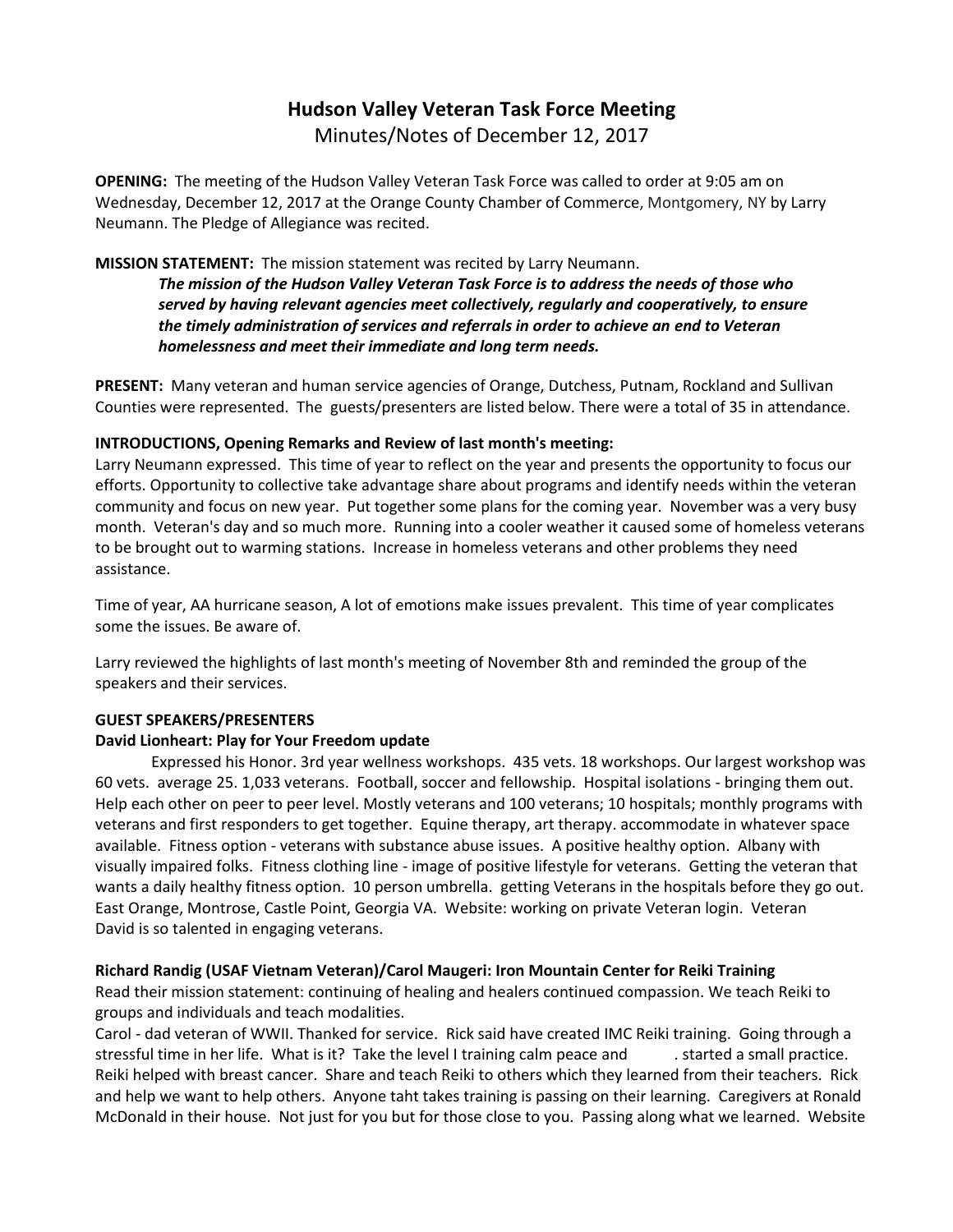# Hudson Valley Veteran Task Force Meeting

Minutes/Notes of December 12, 2017

**OPENING:** The meeting of the Hudson Valley Veteran Task Force was called to order at 9:05 am on Wednesday, December 12, 2017 at the Orange County Chamber of Commerce, Montgomery, NY by Larry Neumann. The Pledge of Allegiance was recited.

**MISSION STATEMENT:** The mission statement was recited by Larry Neumann.

> ***The mission of the Hudson Valley Veteran Task Force is to address the needs of those who served by having relevant agencies meet collectively, regularly and cooperatively, to ensure the timely administration of services and referrals in order to achieve an end to Veteran homelessness and meet their immediate and long term needs.***

**PRESENT:** Many veteran and human service agencies of Orange, Dutchess, Putnam, Rockland and Sullivan Counties were represented. The guests/presenters are listed below. There were a total of 35 in attendance.

**INTRODUCTIONS, Opening Remarks and Review of last month's meeting:**

Larry Neumann expressed. This time of year to reflect on the year and presents the opportunity to focus our efforts. Opportunity to collective take advantage share about programs and identify needs within the veteran community and focus on new year. Put together some plans for the coming year. November was a very busy month. Veteran's day and so much more. Running into a cooler weather it caused some of homeless veterans to be brought out to warming stations. Increase in homeless veterans and other problems they need assistance.

Time of year, AA hurricane season, A lot of emotions make issues prevalent. This time of year complicates some the issues. Be aware of.

Larry reviewed the highlights of last month's meeting of November 8th and reminded the group of the speakers and their services.

**GUEST SPEAKERS/PRESENTERS**

**David Lionheart: Play for Your Freedom update**

Expressed his Honor. 3rd year wellness workshops. 435 vets. 18 workshops. Our largest workshop was 60 vets. average 25. 1,033 veterans. Football, soccer and fellowship. Hospital isolations - bringing them out. Help each other on peer to peer level. Mostly veterans and 100 veterans; 10 hospitals; monthly programs with veterans and first responders to get together. Equine therapy, art therapy. accommodate in whatever space available. Fitness option - veterans with substance abuse issues. A positive healthy option. Albany with visually impaired folks. Fitness clothing line - image of positive lifestyle for veterans. Getting the veteran that wants a daily healthy fitness option. 10 person umbrella. getting Veterans in the hospitals before they go out. East Orange, Montrose, Castle Point, Georgia VA. Website: working on private Veteran login. Veteran David is so talented in engaging veterans.

**Richard Randig (USAF Vietnam Veteran)/Carol Maugeri: Iron Mountain Center for Reiki Training**

Read their mission statement: continuing of healing and healers continued compassion. We teach Reiki to groups and individuals and teach modalities.

Carol - dad veteran of WWII. Thanked for service. Rick said have created IMC Reiki training. Going through a stressful time in her life. What is it? Take the level I training calm peace and . started a small practice. Reiki helped with breast cancer. Share and teach Reiki to others which they learned from their teachers. Rick and help we want to help others. Anyone taht takes training is passing on their learning. Caregivers at Ronald McDonald in their house. Not just for you but for those close to you. Passing along what we learned. Website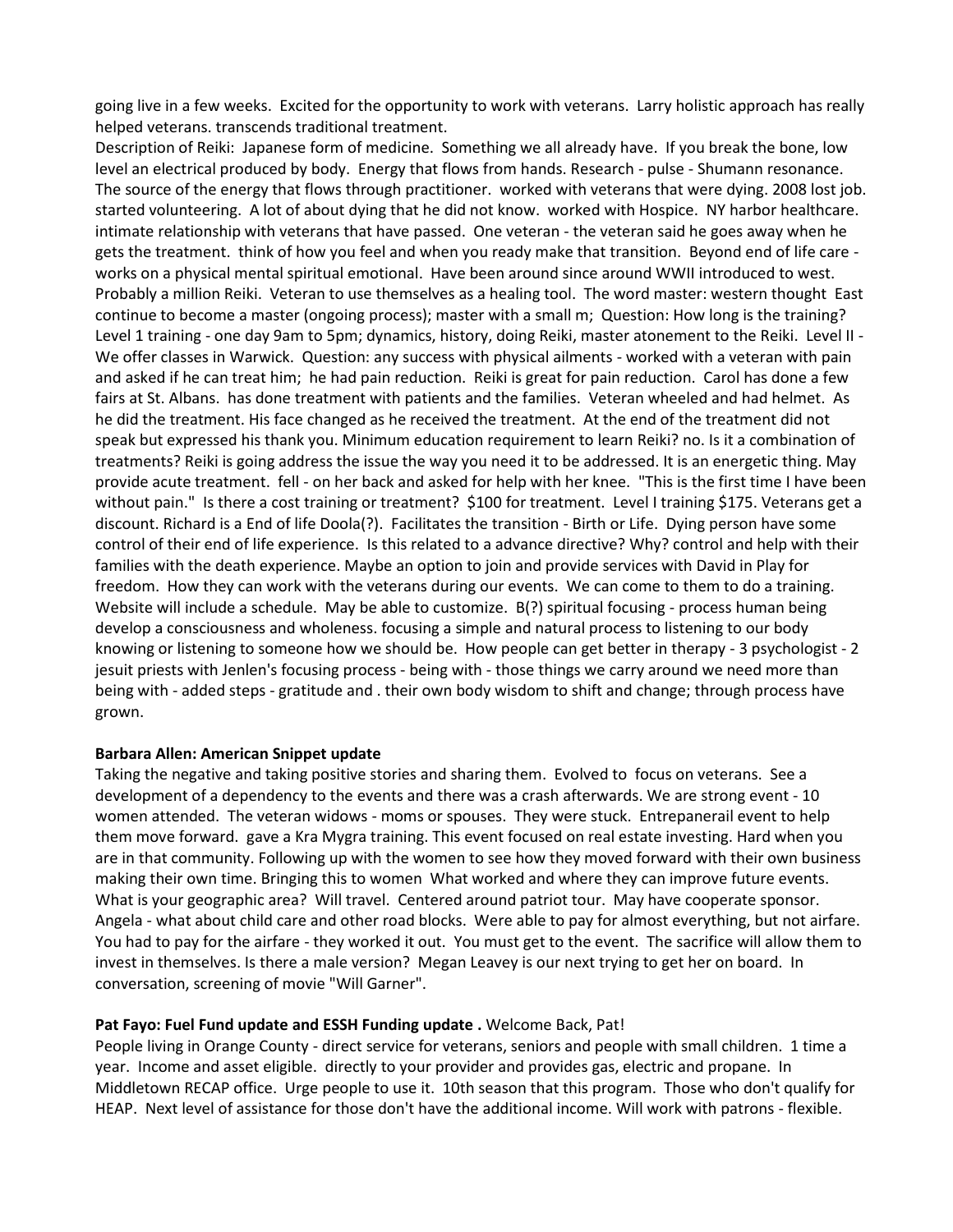going live in a few weeks. Excited for the opportunity to work with veterans. Larry holistic approach has really helped veterans. transcends traditional treatment.

Description of Reiki: Japanese form of medicine. Something we all already have. If you break the bone, low level an electrical produced by body. Energy that flows from hands. Research - pulse - Shumann resonance. The source of the energy that flows through practitioner. worked with veterans that were dying. 2008 lost job. started volunteering. A lot of about dying that he did not know. worked with Hospice. NY harbor healthcare. intimate relationship with veterans that have passed. One veteran - the veteran said he goes away when he gets the treatment. think of how you feel and when you ready make that transition. Beyond end of life care - works on a physical mental spiritual emotional. Have been around since around WWII introduced to west. Probably a million Reiki. Veteran to use themselves as a healing tool. The word master: western thought East continue to become a master (ongoing process); master with a small m; Question: How long is the training? Level 1 training - one day 9am to 5pm; dynamics, history, doing Reiki, master atonement to the Reiki. Level II - We offer classes in Warwick. Question: any success with physical ailments - worked with a veteran with pain and asked if he can treat him; he had pain reduction. Reiki is great for pain reduction. Carol has done a few fairs at St. Albans. has done treatment with patients and the families. Veteran wheeled and had helmet. As he did the treatment. His face changed as he received the treatment. At the end of the treatment did not speak but expressed his thank you. Minimum education requirement to learn Reiki? no. Is it a combination of treatments? Reiki is going address the issue the way you need it to be addressed. It is an energetic thing. May provide acute treatment. fell - on her back and asked for help with her knee. "This is the first time I have been without pain." Is there a cost training or treatment? $100 for treatment. Level I training $175. Veterans get a discount. Richard is a End of life Doola(?). Facilitates the transition - Birth or Life. Dying person have some control of their end of life experience. Is this related to a advance directive? Why? control and help with their families with the death experience. Maybe an option to join and provide services with David in Play for freedom. How they can work with the veterans during our events. We can come to them to do a training. Website will include a schedule. May be able to customize. B(?) spiritual focusing - process human being develop a consciousness and wholeness. focusing a simple and natural process to listening to our body knowing or listening to someone how we should be. How people can get better in therapy - 3 psychologist - 2 jesuit priests with Jenlen's focusing process - being with - those things we carry around we need more than being with - added steps - gratitude and . their own body wisdom to shift and change; through process have grown.

**Barbara Allen: American Snippet update**

Taking the negative and taking positive stories and sharing them. Evolved to focus on veterans. See a development of a dependency to the events and there was a crash afterwards. We are strong event - 10 women attended. The veteran widows - moms or spouses. They were stuck. Entrepanerail event to help them move forward. gave a Kra Mygra training. This event focused on real estate investing. Hard when you are in that community. Following up with the women to see how they moved forward with their own business making their own time. Bringing this to women What worked and where they can improve future events. What is your geographic area? Will travel. Centered around patriot tour. May have cooperate sponsor. Angela - what about child care and other road blocks. Were able to pay for almost everything, but not airfare. You had to pay for the airfare - they worked it out. You must get to the event. The sacrifice will allow them to invest in themselves. Is there a male version? Megan Leavey is our next trying to get her on board. In conversation, screening of movie "Will Garner".

**Pat Fayo: Fuel Fund update and ESSH Funding update .** Welcome Back, Pat!

People living in Orange County - direct service for veterans, seniors and people with small children. 1 time a year. Income and asset eligible. directly to your provider and provides gas, electric and propane. In Middletown RECAP office. Urge people to use it. 10th season that this program. Those who don't qualify for HEAP. Next level of assistance for those don't have the additional income. Will work with patrons - flexible.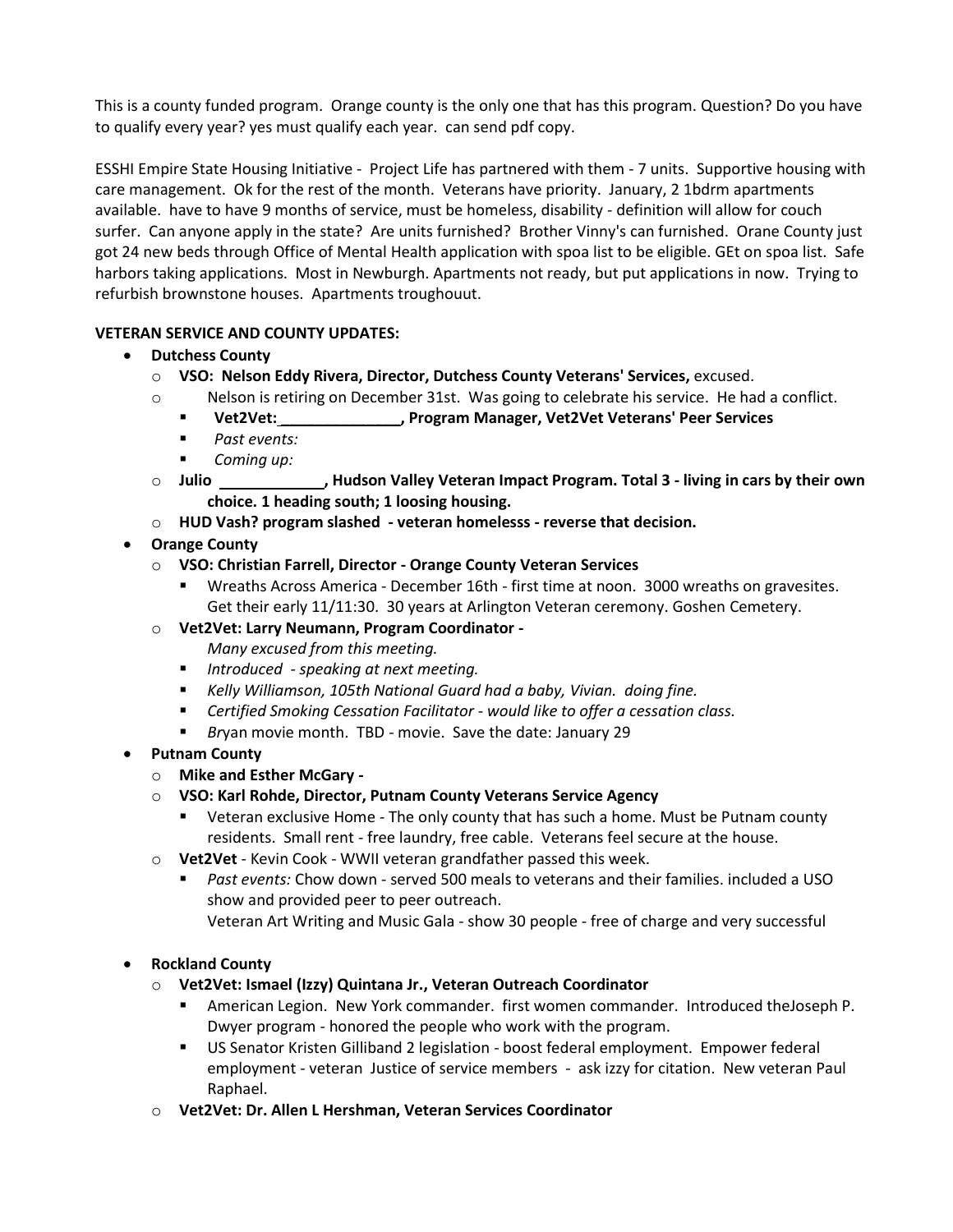This is a county funded program. Orange county is the only one that has this program. Question? Do you have to qualify every year? yes must qualify each year. can send pdf copy.

ESSHI Empire State Housing Initiative - Project Life has partnered with them - 7 units. Supportive housing with care management. Ok for the rest of the month. Veterans have priority. January, 2 1bdrm apartments available. have to have 9 months of service, must be homeless, disability - definition will allow for couch surfer. Can anyone apply in the state? Are units furnished? Brother Vinny's can furnished. Orane County just got 24 new beds through Office of Mental Health application with spoa list to be eligible. GEt on spoa list. Safe harbors taking applications. Most in Newburgh. Apartments not ready, but put applications in now. Trying to refurbish brownstone houses. Apartments troughouut.

**VETERAN SERVICE AND COUNTY UPDATES:**

- **Dutchess County**
  - **VSO: Nelson Eddy Rivera, Director, Dutchess County Veterans' Services,** excused.
  - Nelson is retiring on December 31st. Was going to celebrate his service. He had a conflict.
    - **Vet2Vet:______________, Program Manager, Vet2Vet Veterans' Peer Services**
    - *Past events:*
    - *Coming up:*
  - **Julio ____________, Hudson Valley Veteran Impact Program. Total 3 - living in cars by their own choice. 1 heading south; 1 loosing housing.**
  - **HUD Vash? program slashed - veteran homelesss - reverse that decision.**
- **Orange County**
  - **VSO: Christian Farrell, Director - Orange County Veteran Services**
    - Wreaths Across America - December 16th - first time at noon. 3000 wreaths on gravesites. Get their early 11/11:30. 30 years at Arlington Veteran ceremony. Goshen Cemetery.
  - **Vet2Vet: Larry Neumann, Program Coordinator -**
    *Many excused from this meeting.*
    - *Introduced - speaking at next meeting.*
    - *Kelly Williamson, 105th National Guard had a baby, Vivian. doing fine.*
    - *Certified Smoking Cessation Facilitator - would like to offer a cessation class.*
    - *Br*yan movie month. TBD - movie. Save the date: January 29
- **Putnam County**
  - **Mike and Esther McGary -**
  - **VSO: Karl Rohde, Director, Putnam County Veterans Service Agency**
    - Veteran exclusive Home - The only county that has such a home. Must be Putnam county residents. Small rent - free laundry, free cable. Veterans feel secure at the house.
  - **Vet2Vet** - Kevin Cook - WWII veteran grandfather passed this week.
    - *Past events:* Chow down - served 500 meals to veterans and their families. included a USO show and provided peer to peer outreach.
      Veteran Art Writing and Music Gala - show 30 people - free of charge and very successful
- **Rockland County**
  - **Vet2Vet: Ismael (Izzy) Quintana Jr., Veteran Outreach Coordinator**
    - American Legion. New York commander. first women commander. Introduced theJoseph P. Dwyer program - honored the people who work with the program.
    - US Senator Kristen Gilliband 2 legislation - boost federal employment. Empower federal employment - veteran Justice of service members - ask izzy for citation. New veteran Paul Raphael.
  - **Vet2Vet: Dr. Allen L Hershman, Veteran Services Coordinator**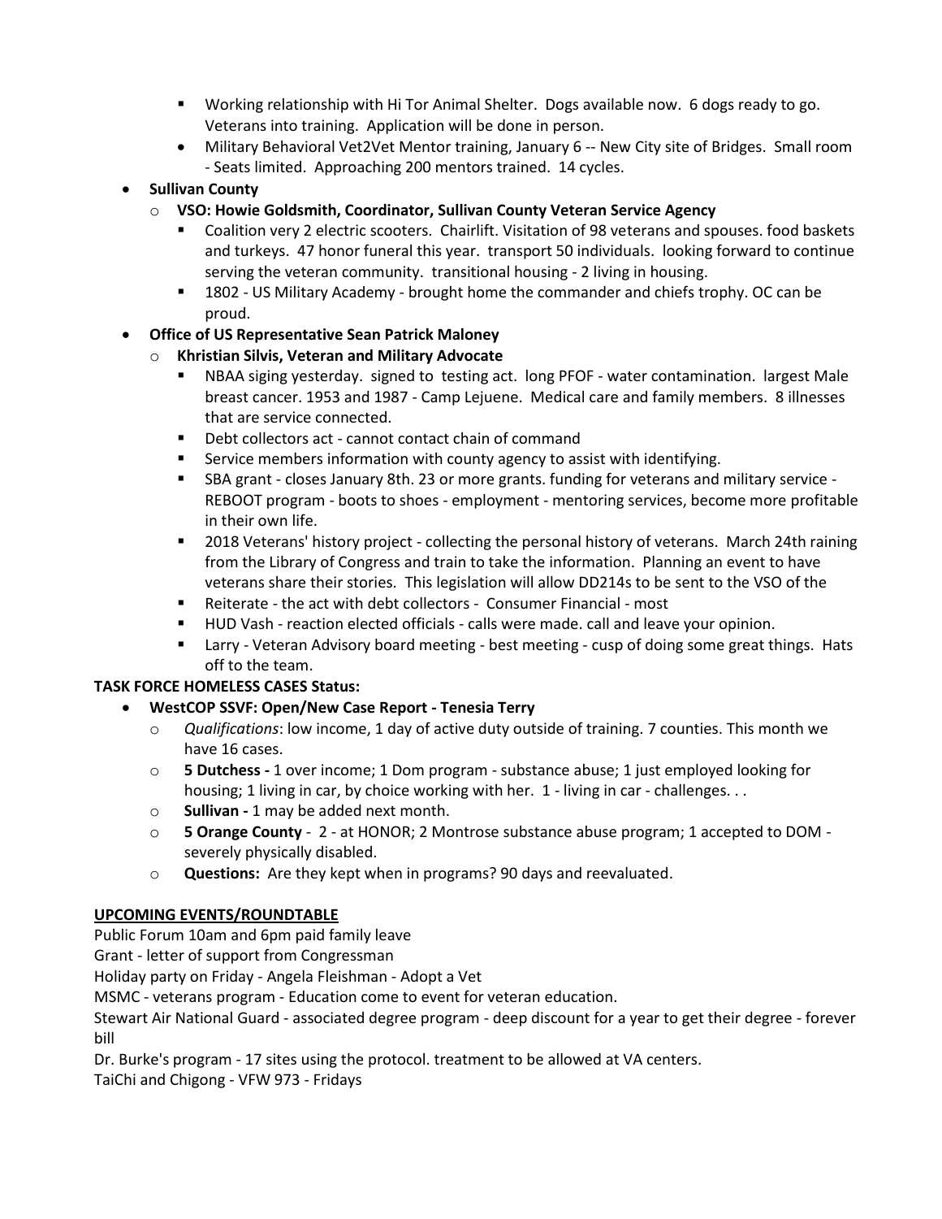- Working relationship with Hi Tor Animal Shelter. Dogs available now. 6 dogs ready to go. Veterans into training. Application will be done in person.
    - Military Behavioral Vet2Vet Mentor training, January 6 -- New City site of Bridges. Small room - Seats limited. Approaching 200 mentors trained. 14 cycles.
- **Sullivan County**
  - **VSO: Howie Goldsmith, Coordinator, Sullivan County Veteran Service Agency**
    - Coalition very 2 electric scooters. Chairlift. Visitation of 98 veterans and spouses. food baskets and turkeys. 47 honor funeral this year. transport 50 individuals. looking forward to continue serving the veteran community. transitional housing - 2 living in housing.
    - 1802 - US Military Academy - brought home the commander and chiefs trophy. OC can be proud.
- **Office of US Representative Sean Patrick Maloney**
  - **Khristian Silvis, Veteran and Military Advocate**
    - NBAA siging yesterday. signed to testing act. long PFOF - water contamination. largest Male breast cancer. 1953 and 1987 - Camp Lejuene. Medical care and family members. 8 illnesses that are service connected.
    - Debt collectors act - cannot contact chain of command
    - Service members information with county agency to assist with identifying.
    - SBA grant - closes January 8th. 23 or more grants. funding for veterans and military service - REBOOT program - boots to shoes - employment - mentoring services, become more profitable in their own life.
    - 2018 Veterans' history project - collecting the personal history of veterans. March 24th raining from the Library of Congress and train to take the information. Planning an event to have veterans share their stories. This legislation will allow DD214s to be sent to the VSO of the
    - Reiterate - the act with debt collectors - Consumer Financial - most
    - HUD Vash - reaction elected officials - calls were made. call and leave your opinion.
    - Larry - Veteran Advisory board meeting - best meeting - cusp of doing some great things. Hats off to the team.

**TASK FORCE HOMELESS CASES Status:**

- **WestCOP SSVF: Open/New Case Report - Tenesia Terry**
  - *Qualifications*: low income, 1 day of active duty outside of training. 7 counties. This month we have 16 cases.
  - **5 Dutchess -** 1 over income; 1 Dom program - substance abuse; 1 just employed looking for housing; 1 living in car, by choice working with her. 1 - living in car - challenges. . .
  - **Sullivan -** 1 may be added next month.
  - **5 Orange County** - 2 - at HONOR; 2 Montrose substance abuse program; 1 accepted to DOM - severely physically disabled.
  - **Questions:** Are they kept when in programs? 90 days and reevaluated.

**UPCOMING EVENTS/ROUNDTABLE**

Public Forum 10am and 6pm paid family leave

Grant - letter of support from Congressman

Holiday party on Friday - Angela Fleishman - Adopt a Vet

MSMC - veterans program - Education come to event for veteran education.

Stewart Air National Guard - associated degree program - deep discount for a year to get their degree - forever bill

Dr. Burke's program - 17 sites using the protocol. treatment to be allowed at VA centers.

TaiChi and Chigong - VFW 973 - Fridays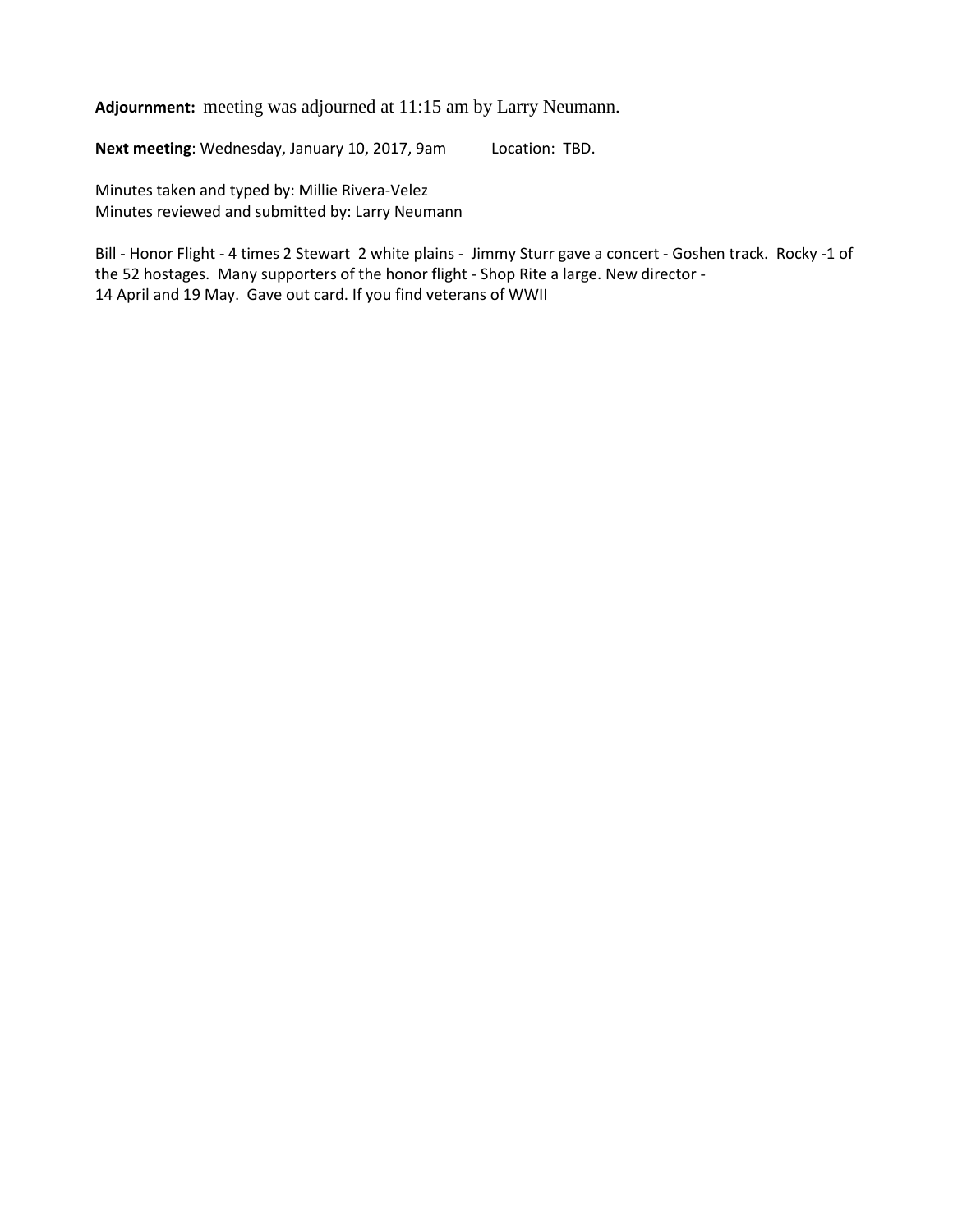**Adjournment:** meeting was adjourned at 11:15 am by Larry Neumann.

**Next meeting**: Wednesday, January 10, 2017, 9am Location: TBD.

Minutes taken and typed by: Millie Rivera-Velez
Minutes reviewed and submitted by: Larry Neumann

Bill - Honor Flight - 4 times 2 Stewart 2 white plains - Jimmy Sturr gave a concert - Goshen track. Rocky -1 of the 52 hostages. Many supporters of the honor flight - Shop Rite a large. New director -
14 April and 19 May. Gave out card. If you find veterans of WWII